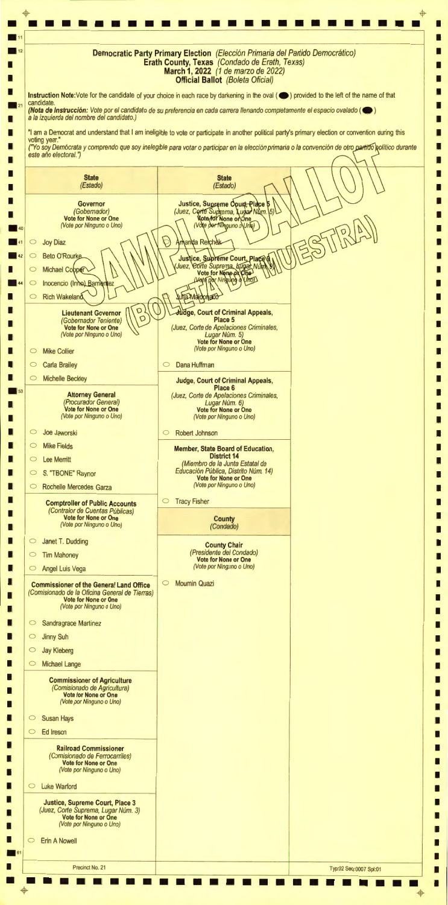# Democratic Party Primary Election *(Elección Primaria del Partido Democrático)*
## Erath County, Texas *(Condado de Erath, Texas)*
## March 1, 2022 *(1 de marzo de 2022)*
## Official Ballot *(Boleta Oficial)*

**Instruction Note:** Vote for the candidate of your choice in each race by darkening in the oval (⬤) provided to the left of the name of that candidate.
***(Nota de Instrucción:** Vote por el candidato de su preferencia en cada carrera llenando completamente el espacio ovalado (⬤) a la izquierda del nombre del candidato.)*

"I am a Democrat and understand that I am ineligible to vote or participate in another political party's primary election or convention during this voting year."
*("Yo soy Demócrata y comprendo que soy inelegible para votar o participar en la elección primaria o la convención de otro partido político durante este año electoral.")*

SAMPLE BALLOT (BOLETA DE MUESTRA)

### State *(Estado)*

**Governor**
*(Gobernador)*
**Vote for None or One**
*(Vote por Ninguno o Uno)*

- ○ Joy Diaz
- ○ Beto O'Rourke
- ○ Michael Cooper
- ○ Inocencio (Inno) Barrientez
- ○ Rich Wakeland

**Lieutenant Governor**
*(Gobernador Teniente)*
**Vote for None or One**
*(Vote por Ninguno o Uno)*

- ○ Mike Collier
- ○ Carla Brailey
- ○ Michelle Beckley

**Attorney General**
*(Procurador General)*
**Vote for None or One**
*(Vote por Ninguno o Uno)*

- ○ Joe Jaworski
- ○ Mike Fields
- ○ Lee Merritt
- ○ S. "TBONE" Raynor
- ○ Rochelle Mercedes Garza

**Comptroller of Public Accounts**
*(Contralor de Cuentas Públicas)*
**Vote for None or One**
*(Vote por Ninguno o Uno)*

- ○ Janet T. Dudding
- ○ Tim Mahoney
- ○ Angel Luis Vega

**Commissioner of the General Land Office**
*(Comisionado de la Oficina General de Tierras)*
**Vote for None or One**
*(Vote por Ninguno o Uno)*

- ○ Sandragrace Martinez
- ○ Jinny Suh
- ○ Jay Kleberg
- ○ Michael Lange

**Commissioner of Agriculture**
*(Comisionado de Agricultura)*
**Vote for None or One**
*(Vote por Ninguno o Uno)*

- ○ Susan Hays
- ○ Ed Ireson

**Railroad Commissioner**
*(Comisionado de Ferrocarriles)*
**Vote for None or One**
*(Vote por Ninguno o Uno)*

- ○ Luke Warford

**Justice, Supreme Court, Place 3**
*(Juez, Corte Suprema, Lugar Núm. 3)*
**Vote for None or One**
*(Vote por Ninguno o Uno)*

- ○ Erin A Nowell

### State *(Estado)*

**Justice, Supreme Court, Place 5**
*(Juez, Corte Suprema, Lugar Núm. 5)*
**Vote for None or One**
*(Vote por Ninguno o Uno)*

- ○ Amanda Reichek

**Justice, Supreme Court, Place 9**
*(Juez, Corte Suprema, Lugar Núm. 9)*
**Vote for None or One**
*(Vote por Ninguno o Uno)*

- ○ Julia Maldonado

**Judge, Court of Criminal Appeals, Place 5**
*(Juez, Corte de Apelaciones Criminales, Lugar Núm. 5)*
**Vote for None or One**
*(Vote por Ninguno o Uno)*

- ○ Dana Huffman

**Judge, Court of Criminal Appeals, Place 6**
*(Juez, Corte de Apelaciones Criminales, Lugar Núm. 6)*
**Vote for None or One**
*(Vote por Ninguno o Uno)*

- ○ Robert Johnson

**Member, State Board of Education, District 14**
*(Miembro de la Junta Estatal de Educación Pública, Distrito Núm. 14)*
**Vote for None or One**
*(Vote por Ninguno o Uno)*

- ○ Tracy Fisher

### County *(Condado)*

**County Chair**
*(Presidente del Condado)*
**Vote for None or One**
*(Vote por Ninguno o Uno)*

- ○ Moumin Quazi

Precinct No. 21

Typ:02 Seq:0007 Spl:01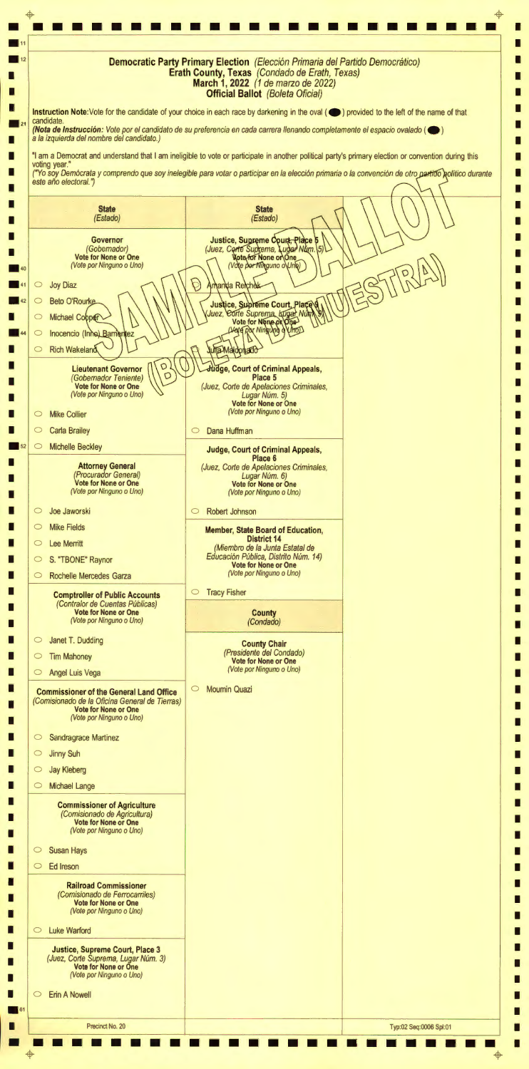# Democratic Party Primary Election *(Elección Primaria del Partido Democrático)*
## Erath County, Texas *(Condado de Erath, Texas)*
## March 1, 2022 *(1 de marzo de 2022)*
## Official Ballot *(Boleta Oficial)*

SAMPLE BALLOT (BOLETA DE MUESTRA)

**Instruction Note:** Vote for the candidate of your choice in each race by darkening in the oval (⬬) provided to the left of the name of that candidate.
***(Nota de Instrucción:** Vote por el candidato de su preferencia en cada carrera llenando completamente el espacio ovalado (⬬) a la izquierda del nombre del candidato.)*

"I am a Democrat and understand that I am ineligible to vote or participate in another political party's primary election or convention during this voting year."
*("Yo soy Demócrata y comprendo que soy inelegible para votar o participar en la elección primaria o la convención de otro partido político durante este año electoral.")*

### State *(Estado)*

**Governor**
*(Gobernador)*
**Vote for None or One**
*(Vote por Ninguno o Uno)*

- ○ Joy Diaz
- ○ Beto O'Rourke
- ○ Michael Cooper
- ○ Inocencio (Inno) Barrientez
- ○ Rich Wakeland

**Lieutenant Governor**
*(Gobernador Teniente)*
**Vote for None or One**
*(Vote por Ninguno o Uno)*

- ○ Mike Collier
- ○ Carla Brailey
- ○ Michelle Beckley

**Attorney General**
*(Procurador General)*
**Vote for None or One**
*(Vote por Ninguno o Uno)*

- ○ Joe Jaworski
- ○ Mike Fields
- ○ Lee Merritt
- ○ S. "TBONE" Raynor
- ○ Rochelle Mercedes Garza

**Comptroller of Public Accounts**
*(Contralor de Cuentas Públicas)*
**Vote for None or One**
*(Vote por Ninguno o Uno)*

- ○ Janet T. Dudding
- ○ Tim Mahoney
- ○ Angel Luis Vega

**Commissioner of the General Land Office**
*(Comisionado de la Oficina General de Tierras)*
**Vote for None or One**
*(Vote por Ninguno o Uno)*

- ○ Sandragrace Martinez
- ○ Jinny Suh
- ○ Jay Kleberg
- ○ Michael Lange

**Commissioner of Agriculture**
*(Comisionado de Agricultura)*
**Vote for None or One**
*(Vote por Ninguno o Uno)*

- ○ Susan Hays
- ○ Ed Ireson

**Railroad Commissioner**
*(Comisionado de Ferrocarriles)*
**Vote for None or One**
*(Vote por Ninguno o Uno)*

- ○ Luke Warford

**Justice, Supreme Court, Place 3**
*(Juez, Corte Suprema, Lugar Núm. 3)*
**Vote for None or One**
*(Vote por Ninguno o Uno)*

- ○ Erin A Nowell

### State *(Estado)*

**Justice, Supreme Court, Place 5**
*(Juez, Corte Suprema, Lugar Núm. 5)*
**Vote for None or One**
*(Vote por Ninguno o Uno)*

- ○ Amanda Reichek

**Justice, Supreme Court, Place 9**
*(Juez, Corte Suprema, Lugar Núm. 9)*
**Vote for None or One**
*(Vote por Ninguno o Uno)*

- ○ Julia Maldonado

**Judge, Court of Criminal Appeals, Place 5**
*(Juez, Corte de Apelaciones Criminales, Lugar Núm. 5)*
**Vote for None or One**
*(Vote por Ninguno o Uno)*

- ○ Dana Huffman

**Judge, Court of Criminal Appeals, Place 6**
*(Juez, Corte de Apelaciones Criminales, Lugar Núm. 6)*
**Vote for None or One**
*(Vote por Ninguno o Uno)*

- ○ Robert Johnson

**Member, State Board of Education, District 14**
*(Miembro de la Junta Estatal de Educación Pública, Distrito Núm. 14)*
**Vote for None or One**
*(Vote por Ninguno o Uno)*

- ○ Tracy Fisher

### County *(Condado)*

**County Chair**
*(Presidente del Condado)*
**Vote for None or One**
*(Vote por Ninguno o Uno)*

- ○ Moumin Quazi

Precinct No. 20

Typ:02 Seq:0006 Spl:01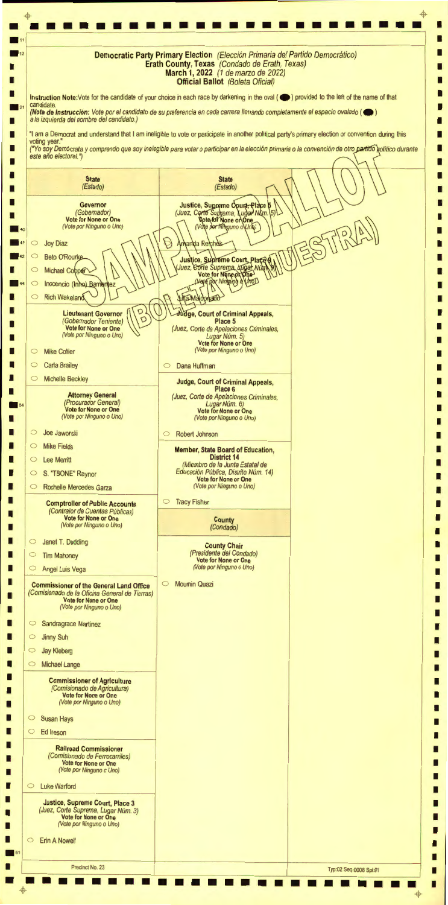# Democratic Party Primary Election *(Elección Primaria del Partido Democrático)*
## Erath County, Texas *(Condado de Erath, Texas)*
## March 1, 2022 *(1 de marzo de 2022)*
## Official Ballot *(Boleta Oficial)*

**Instruction Note:** Vote for the candidate of your choice in each race by darkening in the oval (⬬) provided to the left of the name of that candidate.
***(Nota de Instrucción:** Vote por el candidato de su preferencia en cada carrera llenando completamente el espacio ovalado (⬬) a la izquierda del nombre del candidato.)*

"I am a Democrat and understand that I am ineligible to vote or participate in another political party's primary election or convention during this voting year."
*("Yo soy Demócrata y comprendo que soy inelegible para votar o participar en la elección primaria o la convención de otro partido político durante este año electoral.")*

SAMPLE BALLOT (BOLETA DE MUESTRA)

### State *(Estado)*

**Governor**
*(Gobernador)*
**Vote for None or One**
*(Vote por Ninguno o Uno)*

- ○ Joy Diaz
- ○ Beto O'Rourke
- ○ Michael Cooper
- ○ Inocencio (Inno) Barrientez
- ○ Rich Wakeland

**Lieutenant Governor**
*(Gobernador Teniente)*
**Vote for None or One**
*(Vote por Ninguno o Uno)*

- ○ Mike Collier
- ○ Carla Brailey
- ○ Michelle Beckley

**Attorney General**
*(Procurador General)*
**Vote for None or One**
*(Vote por Ninguno o Uno)*

- ○ Joe Jaworski
- ○ Mike Fields
- ○ Lee Merritt
- ○ S. "TBONE" Raynor
- ○ Rochelle Mercedes Garza

**Comptroller of Public Accounts**
*(Contralor de Cuentas Públicas)*
**Vote for None or One**
*(Vote por Ninguno o Uno)*

- ○ Janet T. Dudding
- ○ Tim Mahoney
- ○ Angel Luis Vega

**Commissioner of the General Land Office**
*(Comisionado de la Oficina General de Tierras)*
**Vote for None or One**
*(Vote por Ninguno o Uno)*

- ○ Sandragrace Martinez
- ○ Jinny Suh
- ○ Jay Kleberg
- ○ Michael Lange

**Commissioner of Agriculture**
*(Comisionado de Agricultura)*
**Vote for None or One**
*(Vote por Ninguno o Uno)*

- ○ Susan Hays
- ○ Ed Ireson

**Railroad Commissioner**
*(Comisionado de Ferrocarriles)*
**Vote for None or One**
*(Vote por Ninguno o Uno)*

- ○ Luke Warford

**Justice, Supreme Court, Place 3**
*(Juez, Corte Suprema, Lugar Núm. 3)*
**Vote for None or One**
*(Vote por Ninguno o Uno)*

- ○ Erin A Nowell

### State *(Estado)*

**Justice, Supreme Court, Place 5**
*(Juez, Corte Suprema, Lugar Núm. 5)*
**Vote for None or One**
*(Vote por Ninguno o Uno)*

- ○ Amanda Reichek

**Justice, Supreme Court, Place 9**
*(Juez, Corte Suprema, Lugar Núm. 9)*
**Vote for None or One**
*(Vote por Ninguno o Uno)*

- ○ Julia Maldonado

**Judge, Court of Criminal Appeals, Place 5**
*(Juez, Corte de Apelaciones Criminales, Lugar Núm. 5)*
**Vote for None or One**
*(Vote por Ninguno o Uno)*

- ○ Dana Huffman

**Judge, Court of Criminal Appeals, Place 6**
*(Juez, Corte de Apelaciones Criminales, Lugar Núm. 6)*
**Vote for None or One**
*(Vote por Ninguno o Uno)*

- ○ Robert Johnson

**Member, State Board of Education, District 14**
*(Miembro de la Junta Estatal de Educación Pública, Distrito Núm. 14)*
**Vote for None or One**
*(Vote por Ninguno o Uno)*

- ○ Tracy Fisher

### County *(Condado)*

**County Chair**
*(Presidente del Condado)*
**Vote for None or One**
*(Vote por Ninguno o Uno)*

- ○ Moumin Quazi

Precinct No. 23

Typ:02 Seq:0008 Spl:01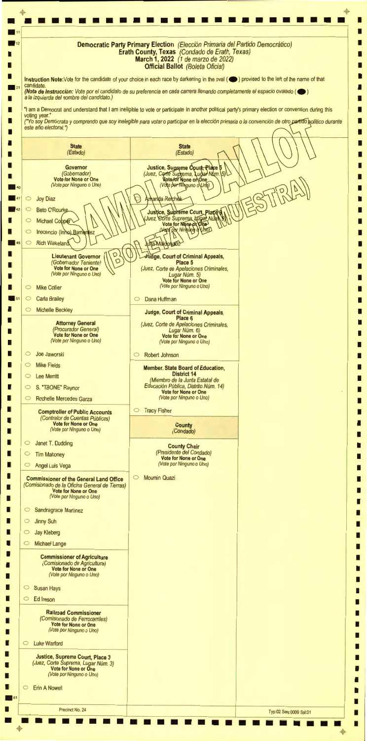# Democratic Party Primary Election *(Elección Primaria del Partido Democrático)*
## Erath County, Texas *(Condado de Erath, Texas)*
### March 1, 2022 *(1 de marzo de 2022)*
### Official Ballot *(Boleta Oficial)*

**Instruction Note:** Vote for the candidate of your choice in each race by darkening in the oval (⬤) provided to the left of the name of that candidate.
***(Nota de Instrucción:** Vote por el candidato de su preferencia en cada carrera llenando completamente el espacio ovalado (⬤) a la izquierda del nombre del candidato.)*

"I am a Democrat and understand that I am ineligible to vote or participate in another political party's primary election or convention during this voting year."
*("Yo soy Demócrata y comprendo que soy inelegible para votar o participar en la elección primaria o la convención de otro partido político durante este año electoral.")*

SAMPLE BALLOT (BOLETA DE MUESTRA)

## State *(Estado)*

**Governor**
*(Gobernador)*
**Vote for None or One**
*(Vote por Ninguno o Uno)*

- ○ Joy Diaz
- ○ Beto O'Rourke
- ○ Michael Cooper
- ○ Inocencio (Inno) Barrientez
- ○ Rich Wakeland

**Lieutenant Governor**
*(Gobernador Teniente)*
**Vote for None or One**
*(Vote por Ninguno o Uno)*

- ○ Mike Collier
- ○ Carla Brailey
- ○ Michelle Beckley

**Attorney General**
*(Procurador General)*
**Vote for None or One**
*(Vote por Ninguno o Uno)*

- ○ Joe Jaworski
- ○ Mike Fields
- ○ Lee Merritt
- ○ S. "TBONE" Raynor
- ○ Rochelle Mercedes Garza

**Comptroller of Public Accounts**
*(Contralor de Cuentas Públicas)*
**Vote for None or One**
*(Vote por Ninguno o Uno)*

- ○ Janet T. Dudding
- ○ Tim Mahoney
- ○ Angel Luis Vega

**Commissioner of the General Land Office**
*(Comisionado de la Oficina General de Tierras)*
**Vote for None or One**
*(Vote por Ninguno o Uno)*

- ○ Sandragrace Martinez
- ○ Jinny Suh
- ○ Jay Kleberg
- ○ Michael Lange

**Commissioner of Agriculture**
*(Comisionado de Agricultura)*
**Vote for None or One**
*(Vote por Ninguno o Uno)*

- ○ Susan Hays
- ○ Ed Ireson

**Railroad Commissioner**
*(Comisionado de Ferrocarriles)*
**Vote for None or One**
*(Vote por Ninguno o Uno)*

- ○ Luke Warford

**Justice, Supreme Court, Place 3**
*(Juez, Corte Suprema, Lugar Núm. 3)*
**Vote for None or One**
*(Vote por Ninguno o Uno)*

- ○ Erin A Nowell

## State *(Estado)*

**Justice, Supreme Court, Place 5**
*(Juez, Corte Suprema, Lugar Núm. 5)*
**Vote for None or One**
*(Vote por Ninguno o Uno)*

- ○ Amanda Reichek

**Justice, Supreme Court, Place 9**
*(Juez, Corte Suprema, Lugar Núm. 9)*
**Vote for None or One**
*(Vote por Ninguno o Uno)*

- ○ Julia Maldonado

**Judge, Court of Criminal Appeals, Place 5**
*(Juez, Corte de Apelaciones Criminales, Lugar Núm. 5)*
**Vote for None or One**
*(Vote por Ninguno o Uno)*

- ○ Dana Huffman

**Judge, Court of Criminal Appeals, Place 6**
*(Juez, Corte de Apelaciones Criminales, Lugar Núm. 6)*
**Vote for None or One**
*(Vote por Ninguno o Uno)*

- ○ Robert Johnson

**Member, State Board of Education, District 14**
*(Miembro de la Junta Estatal de Educación Pública, Distrito Núm. 14)*
**Vote for None or One**
*(Vote por Ninguno o Uno)*

- ○ Tracy Fisher

## County *(Condado)*

**County Chair**
*(Presidente del Condado)*
**Vote for None or One**
*(Vote por Ninguno o Uno)*

- ○ Moumin Quazi

Precinct No. 24

Typ:02 Seq:0009 Spl:01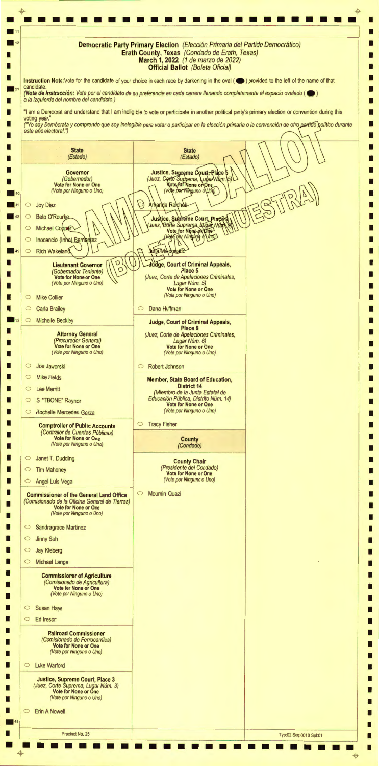# Democratic Party Primary Election *(Elección Primaria del Partido Democrático)*

## Erath County, Texas *(Condado de Erath, Texas)*

## March 1, 2022 *(1 de marzo de 2022)*

## Official Ballot *(Boleta Oficial)*

**Instruction Note:** Vote for the candidate of your choice in each race by darkening in the oval (⬤) provided to the left of the name of that candidate.
***(Nota de Instrucción:** Vote por el candidato de su preferencia en cada carrera llenando completamente el espacio ovalado (⬤) a la izquierda del nombre del candidato.)*

"I am a Democrat and understand that I am ineligible to vote or participate in another political party's primary election or convention during this voting year."
*("Yo soy Demócrata y comprendo que soy inelegible para votar o participar en la elección primaria o la convención de otro partido político durante este año electoral.")*

SAMPLE BALLOT (BOLETA DE MUESTRA)

### State *(Estado)*

**Governor**
*(Gobernador)*
**Vote for None or One**
*(Vote por Ninguno o Uno)*

- ○ Joy Diaz
- ○ Beto O'Rourke
- ○ Michael Cooper
- ○ Inocencio (Inno) Barrientez
- ○ Rich Wakeland

**Lieutenant Governor**
*(Gobernador Teniente)*
**Vote for None or One**
*(Vote por Ninguno o Uno)*

- ○ Mike Collier
- ○ Carla Brailey
- ○ Michelle Beckley

**Attorney General**
*(Procurador General)*
**Vote for None or One**
*(Vote por Ninguno o Uno)*

- ○ Joe Jaworski
- ○ Mike Fields
- ○ Lee Merritt
- ○ S. "TBONE" Raynor
- ○ Rochelle Mercedes Garza

**Comptroller of Public Accounts**
*(Contralor de Cuentas Públicas)*
**Vote for None or One**
*(Vote por Ninguno o Uno)*

- ○ Janet T. Dudding
- ○ Tim Mahoney
- ○ Angel Luis Vega

**Commissioner of the General Land Office**
*(Comisionado de la Oficina General de Tierras)*
**Vote for None or One**
*(Vote por Ninguno o Uno)*

- ○ Sandragrace Martinez
- ○ Jinny Suh
- ○ Jay Kleberg
- ○ Michael Lange

**Commissioner of Agriculture**
*(Comisionado de Agricultura)*
**Vote for None or One**
*(Vote por Ninguno o Uno)*

- ○ Susan Hays
- ○ Ed Ireson

**Railroad Commissioner**
*(Comisionado de Ferrocarriles)*
**Vote for None or One**
*(Vote por Ninguno o Uno)*

- ○ Luke Warford

**Justice, Supreme Court, Place 3**
*(Juez, Corte Suprema, Lugar Núm. 3)*
**Vote for None or One**
*(Vote por Ninguno o Uno)*

- ○ Erin A Nowell

### State *(Estado)*

**Justice, Supreme Court, Place 5**
*(Juez, Corte Suprema, Lugar Núm. 5)*
**Vote for None or One**
*(Vote por Ninguno o Uno)*

- ○ Amanda Reichek

**Justice, Supreme Court, Place 9**
*(Juez, Corte Suprema, Lugar Núm. 9)*
**Vote for None or One**
*(Vote por Ninguno o Uno)*

- ○ Julia Maldonado

**Judge, Court of Criminal Appeals, Place 5**
*(Juez, Corte de Apelaciones Criminales, Lugar Núm. 5)*
**Vote for None or One**
*(Vote por Ninguno o Uno)*

- ○ Dana Huffman

**Judge, Court of Criminal Appeals, Place 6**
*(Juez, Corte de Apelaciones Criminales, Lugar Núm. 6)*
**Vote for None or One**
*(Vote por Ninguno o Uno)*

- ○ Robert Johnson

**Member, State Board of Education, District 14**
*(Miembro de la Junta Estatal de Educación Pública, Distrito Núm. 14)*
**Vote for None or One**
*(Vote por Ninguno o Uno)*

- ○ Tracy Fisher

### County *(Condado)*

**County Chair**
*(Presidente del Condado)*
**Vote for None or One**
*(Vote por Ninguno o Uno)*

- ○ Moumin Quazi

Precinct No. 25

Typ:02 Seq:0010 Spl:01